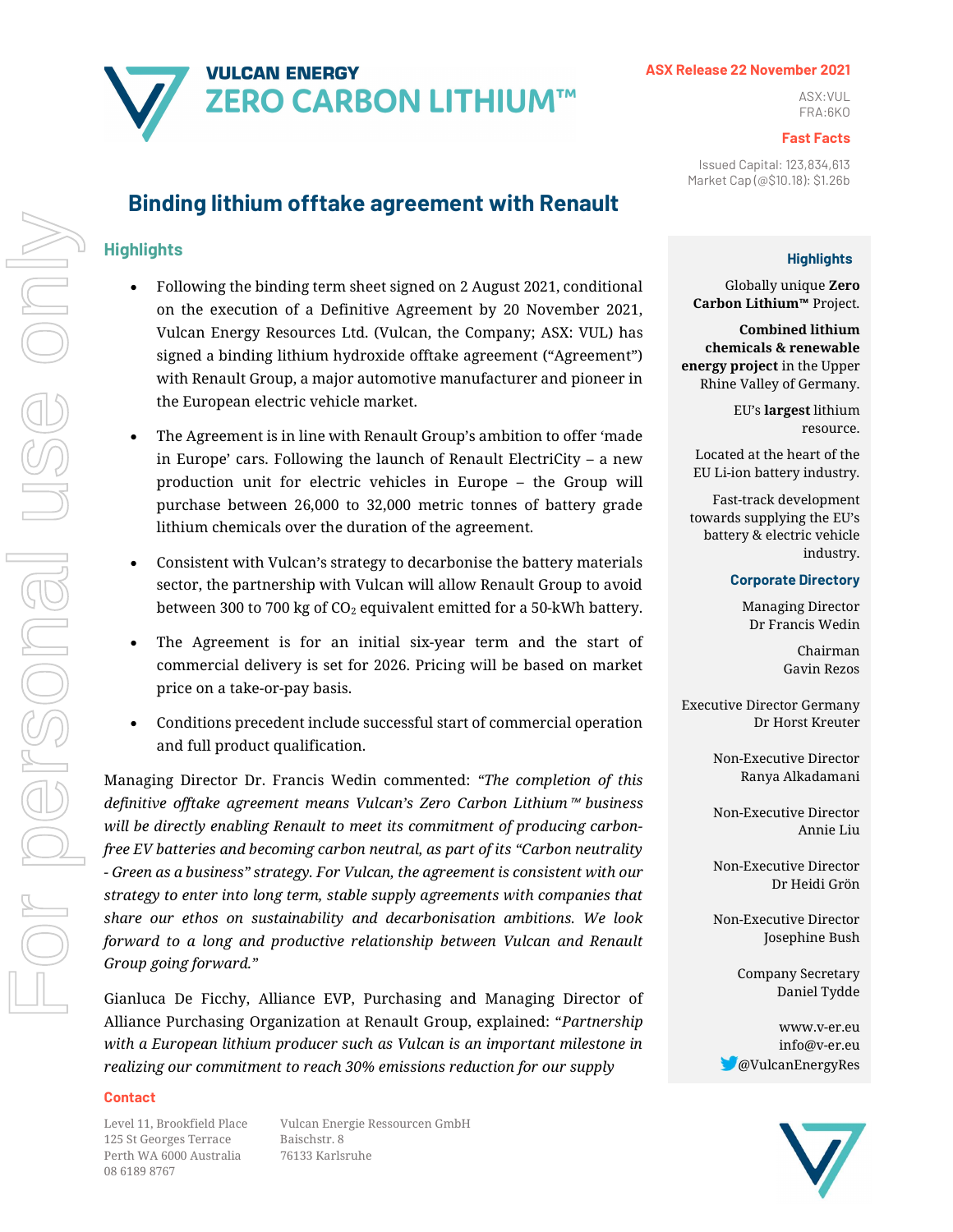VULCAN ENERGY
ZERO CARBON LITHIUM™

**ASX Release 22 November 2021**

ASX:VUL
FRA:6KO

**Fast Facts**

Issued Capital: 123,834,613
Market Cap (@$10.18): $1.26b

# Binding lithium offtake agreement with Renault

## Highlights

- Following the binding term sheet signed on 2 August 2021, conditional on the execution of a Definitive Agreement by 20 November 2021, Vulcan Energy Resources Ltd. (Vulcan, the Company; ASX: VUL) has signed a binding lithium hydroxide offtake agreement ("Agreement") with Renault Group, a major automotive manufacturer and pioneer in the European electric vehicle market.
- The Agreement is in line with Renault Group's ambition to offer 'made in Europe' cars. Following the launch of Renault ElectriCity – a new production unit for electric vehicles in Europe – the Group will purchase between 26,000 to 32,000 metric tonnes of battery grade lithium chemicals over the duration of the agreement.
- Consistent with Vulcan's strategy to decarbonise the battery materials sector, the partnership with Vulcan will allow Renault Group to avoid between 300 to 700 kg of $CO_2$ equivalent emitted for a 50-kWh battery.
- The Agreement is for an initial six-year term and the start of commercial delivery is set for 2026. Pricing will be based on market price on a take-or-pay basis.
- Conditions precedent include successful start of commercial operation and full product qualification.

Managing Director Dr. Francis Wedin commented: *"The completion of this definitive offtake agreement means Vulcan's Zero Carbon Lithium™ business will be directly enabling Renault to meet its commitment of producing carbon-free EV batteries and becoming carbon neutral, as part of its "Carbon neutrality - Green as a business" strategy. For Vulcan, the agreement is consistent with our strategy to enter into long term, stable supply agreements with companies that share our ethos on sustainability and decarbonisation ambitions. We look forward to a long and productive relationship between Vulcan and Renault Group going forward."*

Gianluca De Ficchy, Alliance EVP, Purchasing and Managing Director of Alliance Purchasing Organization at Renault Group, explained: "*Partnership with a European lithium producer such as Vulcan is an important milestone in realizing our commitment to reach 30% emissions reduction for our supply*

### Highlights

Globally unique **Zero Carbon Lithium™** Project.

**Combined lithium chemicals & renewable energy project** in the Upper Rhine Valley of Germany.

EU's **largest** lithium resource.

Located at the heart of the EU Li-ion battery industry.

Fast-track development towards supplying the EU's battery & electric vehicle industry.

### Corporate Directory

Managing Director
Dr Francis Wedin

Chairman
Gavin Rezos

Executive Director Germany
Dr Horst Kreuter

Non-Executive Director
Ranya Alkadamani

Non-Executive Director
Annie Liu

Non-Executive Director
Dr Heidi Grön

Non-Executive Director
Josephine Bush

Company Secretary
Daniel Tydde

www.v-er.eu
info@v-er.eu
@VulcanEnergyRes

**Contact**

Level 11, Brookfield Place
125 St Georges Terrace
Perth WA 6000 Australia
08 6189 8767

Vulcan Energie Ressourcen GmbH
Baischstr. 8
76133 Karlsruhe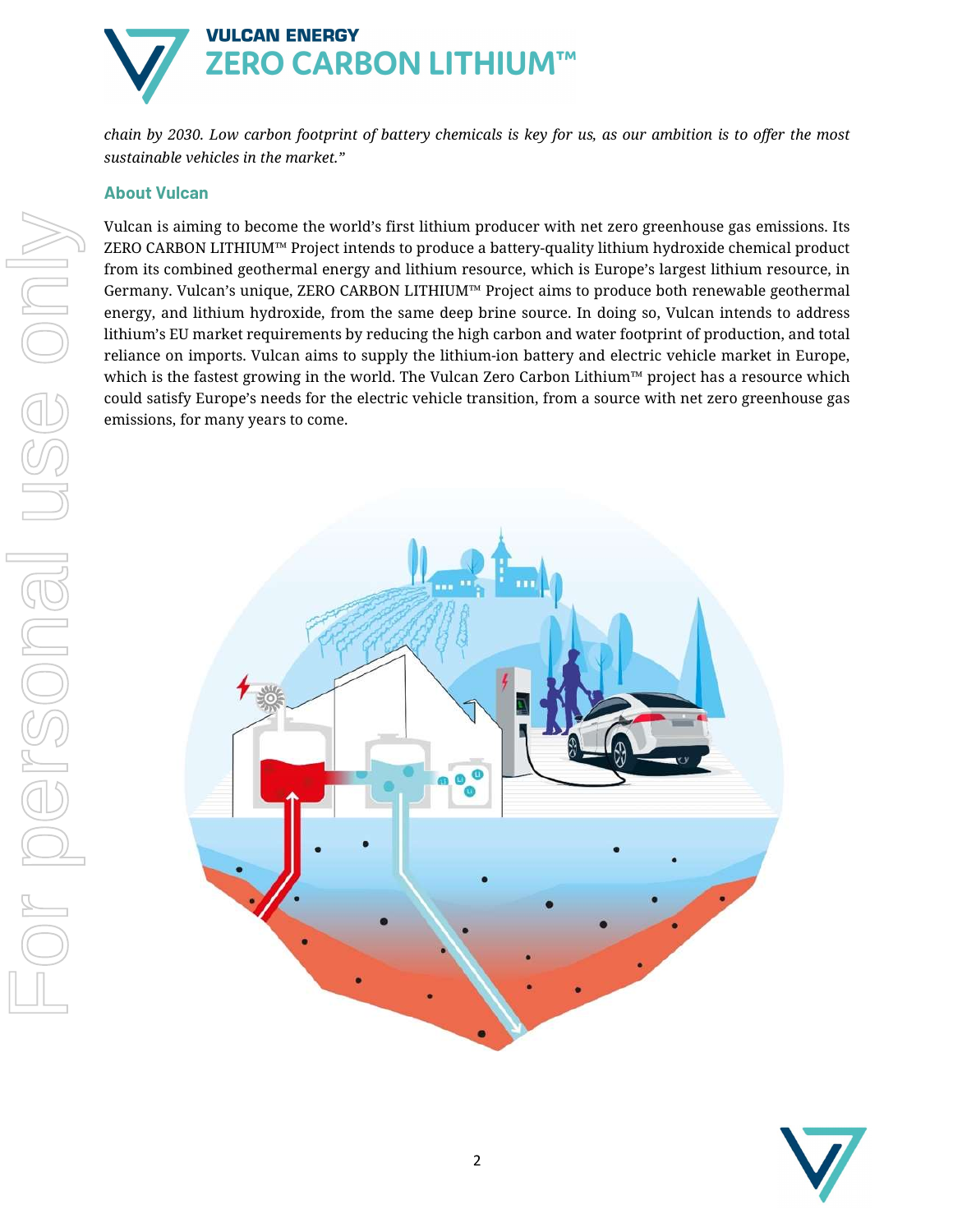*chain by 2030. Low carbon footprint of battery chemicals is key for us, as our ambition is to offer the most sustainable vehicles in the market."*

### About Vulcan

Vulcan is aiming to become the world's first lithium producer with net zero greenhouse gas emissions. Its ZERO CARBON LITHIUM™ Project intends to produce a battery-quality lithium hydroxide chemical product from its combined geothermal energy and lithium resource, which is Europe's largest lithium resource, in Germany. Vulcan's unique, ZERO CARBON LITHIUM™ Project aims to produce both renewable geothermal energy, and lithium hydroxide, from the same deep brine source. In doing so, Vulcan intends to address lithium's EU market requirements by reducing the high carbon and water footprint of production, and total reliance on imports. Vulcan aims to supply the lithium-ion battery and electric vehicle market in Europe, which is the fastest growing in the world. The Vulcan Zero Carbon Lithium™ project has a resource which could satisfy Europe's needs for the electric vehicle transition, from a source with net zero greenhouse gas emissions, for many years to come.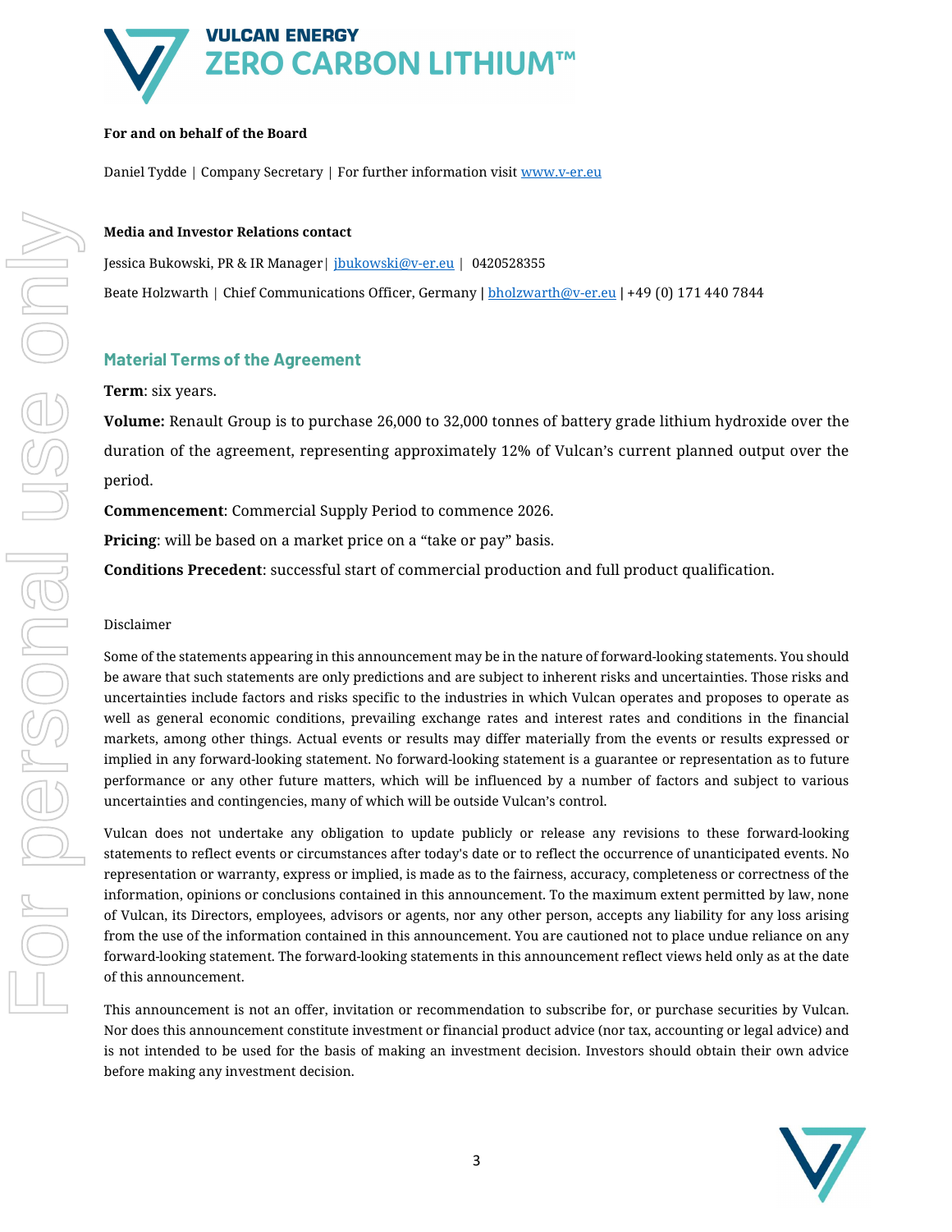**For and on behalf of the Board**

Daniel Tydde | Company Secretary | For further information visit www.v-er.eu

**Media and Investor Relations contact**

Jessica Bukowski, PR & IR Manager| jbukowski@v-er.eu | 0420528355

Beate Holzwarth | Chief Communications Officer, Germany | bholzwarth@v-er.eu | +49 (0) 171 440 7844

## Material Terms of the Agreement

**Term**: six years.

**Volume:** Renault Group is to purchase 26,000 to 32,000 tonnes of battery grade lithium hydroxide over the duration of the agreement, representing approximately 12% of Vulcan's current planned output over the period.

**Commencement**: Commercial Supply Period to commence 2026.

**Pricing**: will be based on a market price on a "take or pay" basis.

**Conditions Precedent**: successful start of commercial production and full product qualification.

Disclaimer

Some of the statements appearing in this announcement may be in the nature of forward-looking statements. You should be aware that such statements are only predictions and are subject to inherent risks and uncertainties. Those risks and uncertainties include factors and risks specific to the industries in which Vulcan operates and proposes to operate as well as general economic conditions, prevailing exchange rates and interest rates and conditions in the financial markets, among other things. Actual events or results may differ materially from the events or results expressed or implied in any forward-looking statement. No forward-looking statement is a guarantee or representation as to future performance or any other future matters, which will be influenced by a number of factors and subject to various uncertainties and contingencies, many of which will be outside Vulcan's control.

Vulcan does not undertake any obligation to update publicly or release any revisions to these forward-looking statements to reflect events or circumstances after today's date or to reflect the occurrence of unanticipated events. No representation or warranty, express or implied, is made as to the fairness, accuracy, completeness or correctness of the information, opinions or conclusions contained in this announcement. To the maximum extent permitted by law, none of Vulcan, its Directors, employees, advisors or agents, nor any other person, accepts any liability for any loss arising from the use of the information contained in this announcement. You are cautioned not to place undue reliance on any forward-looking statement. The forward-looking statements in this announcement reflect views held only as at the date of this announcement.

This announcement is not an offer, invitation or recommendation to subscribe for, or purchase securities by Vulcan. Nor does this announcement constitute investment or financial product advice (nor tax, accounting or legal advice) and is not intended to be used for the basis of making an investment decision. Investors should obtain their own advice before making any investment decision.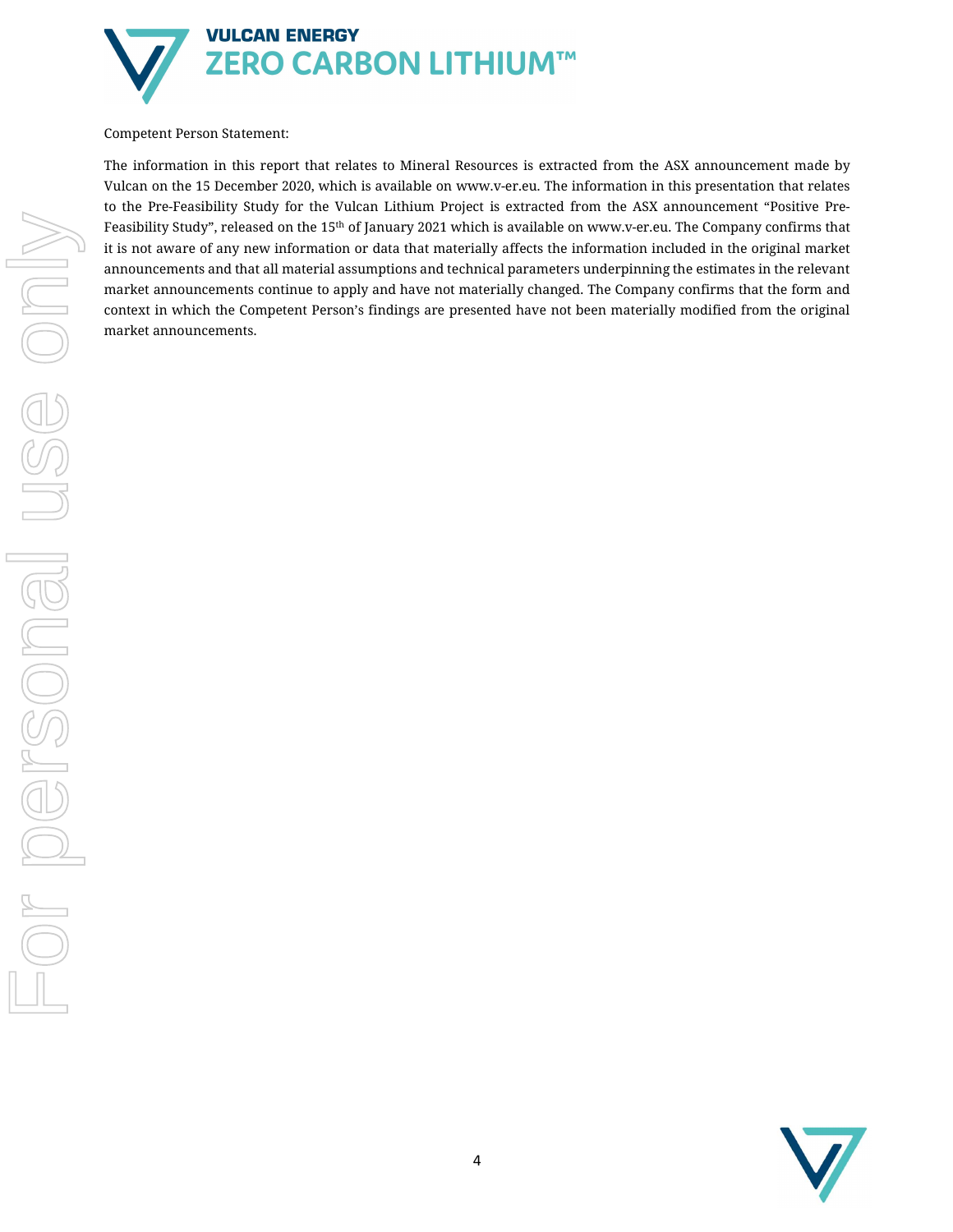Competent Person Statement:

The information in this report that relates to Mineral Resources is extracted from the ASX announcement made by Vulcan on the 15 December 2020, which is available on www.v-er.eu. The information in this presentation that relates to the Pre-Feasibility Study for the Vulcan Lithium Project is extracted from the ASX announcement “Positive Pre-Feasibility Study”, released on the 15th of January 2021 which is available on www.v-er.eu. The Company confirms that it is not aware of any new information or data that materially affects the information included in the original market announcements and that all material assumptions and technical parameters underpinning the estimates in the relevant market announcements continue to apply and have not materially changed. The Company confirms that the form and context in which the Competent Person’s findings are presented have not been materially modified from the original market announcements.